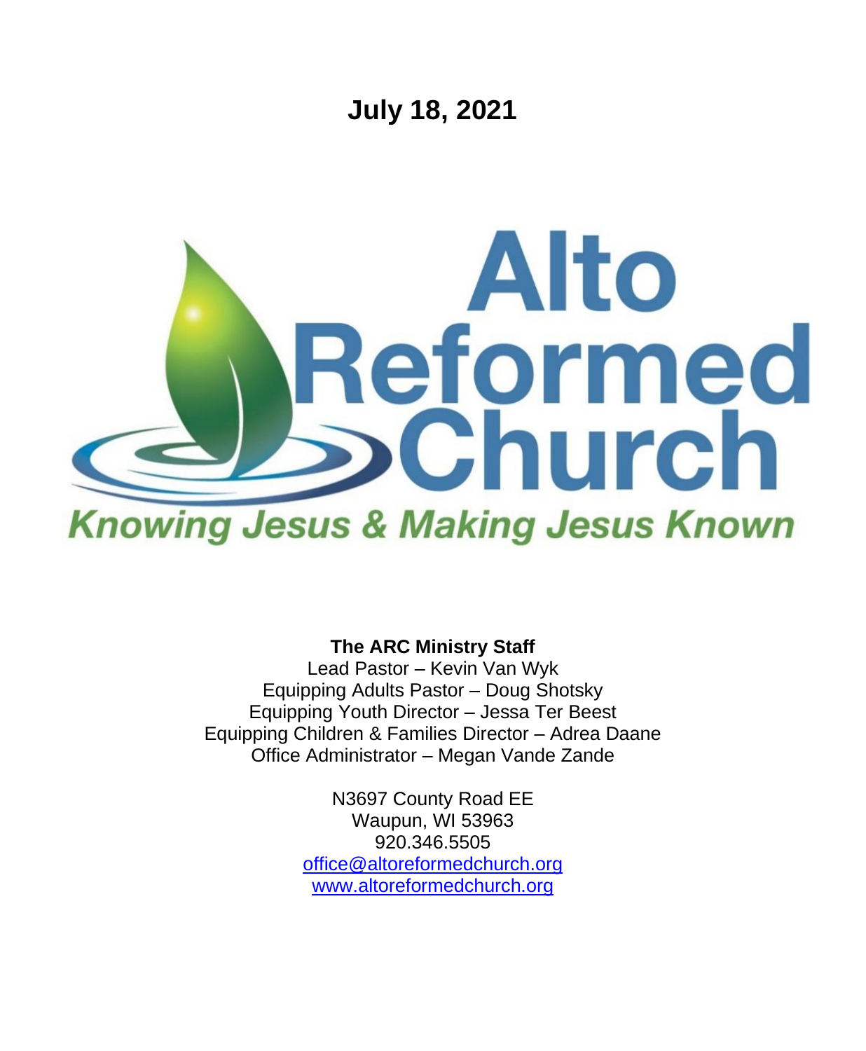# July 18, 2021

# Alto Reformed Church

*Knowing Jesus & Making Jesus Known*

**The ARC Ministry Staff**

Lead Pastor – Kevin Van Wyk
Equipping Adults Pastor – Doug Shotsky
Equipping Youth Director – Jessa Ter Beest
Equipping Children & Families Director – Adrea Daane
Office Administrator – Megan Vande Zande

N3697 County Road EE
Waupun, WI 53963
920.346.5505
office@altoreformedchurch.org
www.altoreformedchurch.org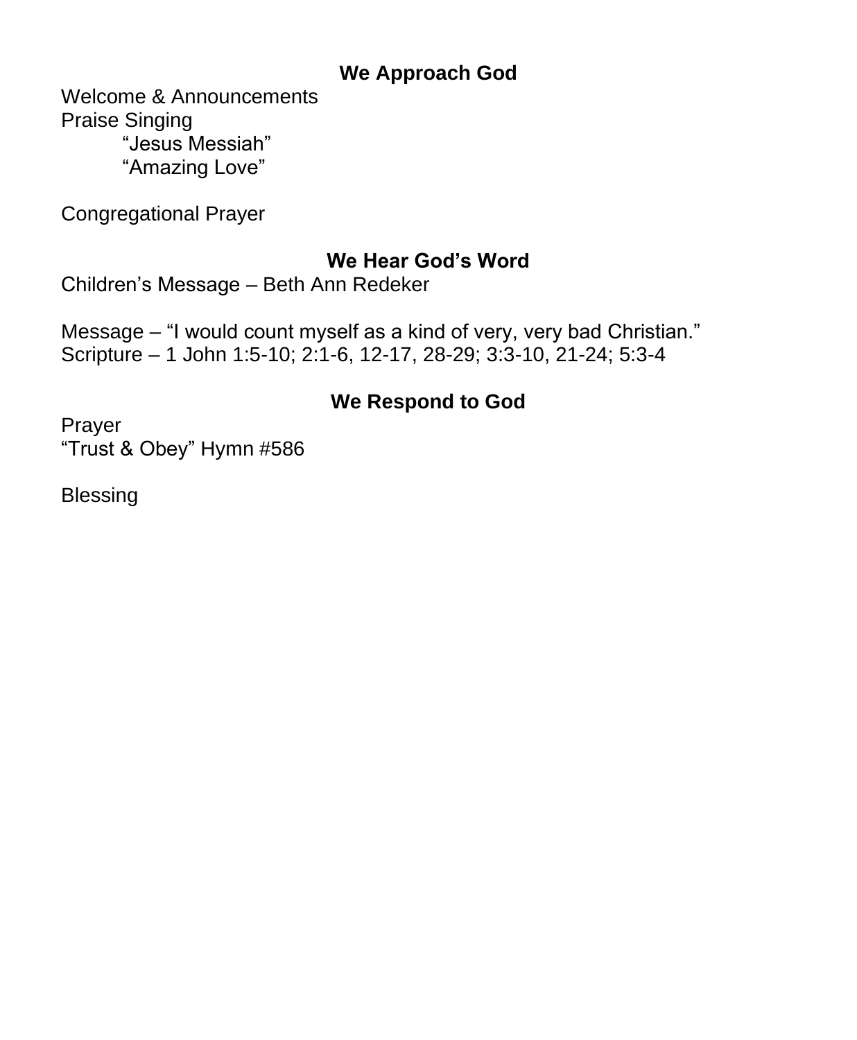## We Approach God

Welcome & Announcements
Praise Singing
    "Jesus Messiah"
    "Amazing Love"

Congregational Prayer

## We Hear God's Word

Children's Message – Beth Ann Redeker

Message – "I would count myself as a kind of very, very bad Christian."
Scripture – 1 John 1:5-10; 2:1-6, 12-17, 28-29; 3:3-10, 21-24; 5:3-4

## We Respond to God

Prayer
"Trust & Obey" Hymn #586

Blessing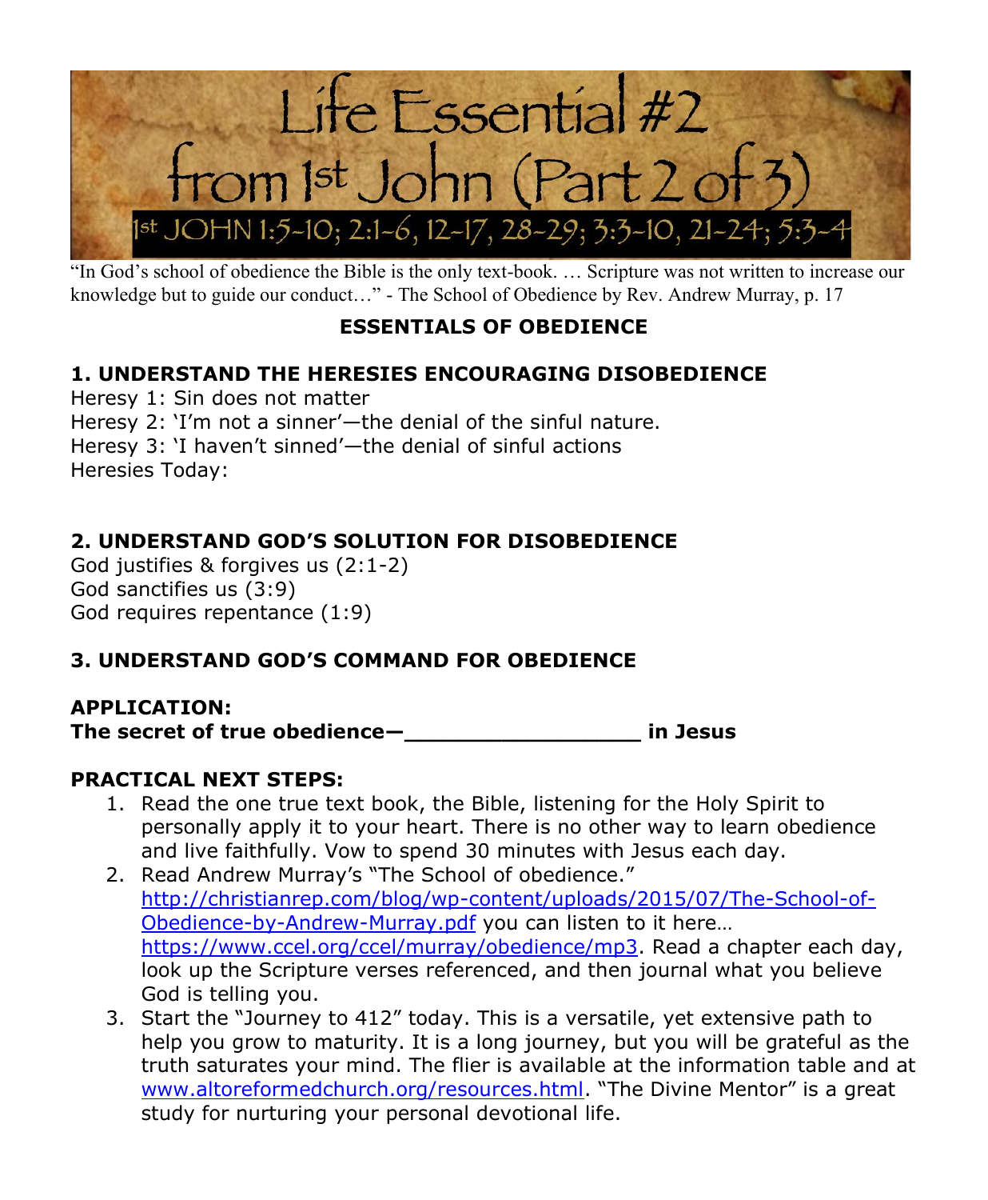# Life Essential #2 from 1st John (Part 2 of 3)

1st JOHN 1:5-10; 2:1-6, 12-17, 28-29; 3:3-10, 21-24; 5:3-4

"In God's school of obedience the Bible is the only text-book. … Scripture was not written to increase our knowledge but to guide our conduct…" - The School of Obedience by Rev. Andrew Murray, p. 17

## ESSENTIALS OF OBEDIENCE

### 1. UNDERSTAND THE HERESIES ENCOURAGING DISOBEDIENCE

Heresy 1: Sin does not matter
Heresy 2: 'I'm not a sinner'—the denial of the sinful nature.
Heresy 3: 'I haven't sinned'—the denial of sinful actions
Heresies Today:

### 2. UNDERSTAND GOD'S SOLUTION FOR DISOBEDIENCE

God justifies & forgives us (2:1-2)
God sanctifies us (3:9)
God requires repentance (1:9)

### 3. UNDERSTAND GOD'S COMMAND FOR OBEDIENCE

**APPLICATION:**
**The secret of true obedience—________________ in Jesus**

**PRACTICAL NEXT STEPS:**

1. Read the one true text book, the Bible, listening for the Holy Spirit to personally apply it to your heart. There is no other way to learn obedience and live faithfully. Vow to spend 30 minutes with Jesus each day.
2. Read Andrew Murray's "The School of obedience." http://christianrep.com/blog/wp-content/uploads/2015/07/The-School-of-Obedience-by-Andrew-Murray.pdf you can listen to it here… https://www.ccel.org/ccel/murray/obedience/mp3. Read a chapter each day, look up the Scripture verses referenced, and then journal what you believe God is telling you.
3. Start the "Journey to 412" today. This is a versatile, yet extensive path to help you grow to maturity. It is a long journey, but you will be grateful as the truth saturates your mind. The flier is available at the information table and at www.altoreformedchurch.org/resources.html. "The Divine Mentor" is a great study for nurturing your personal devotional life.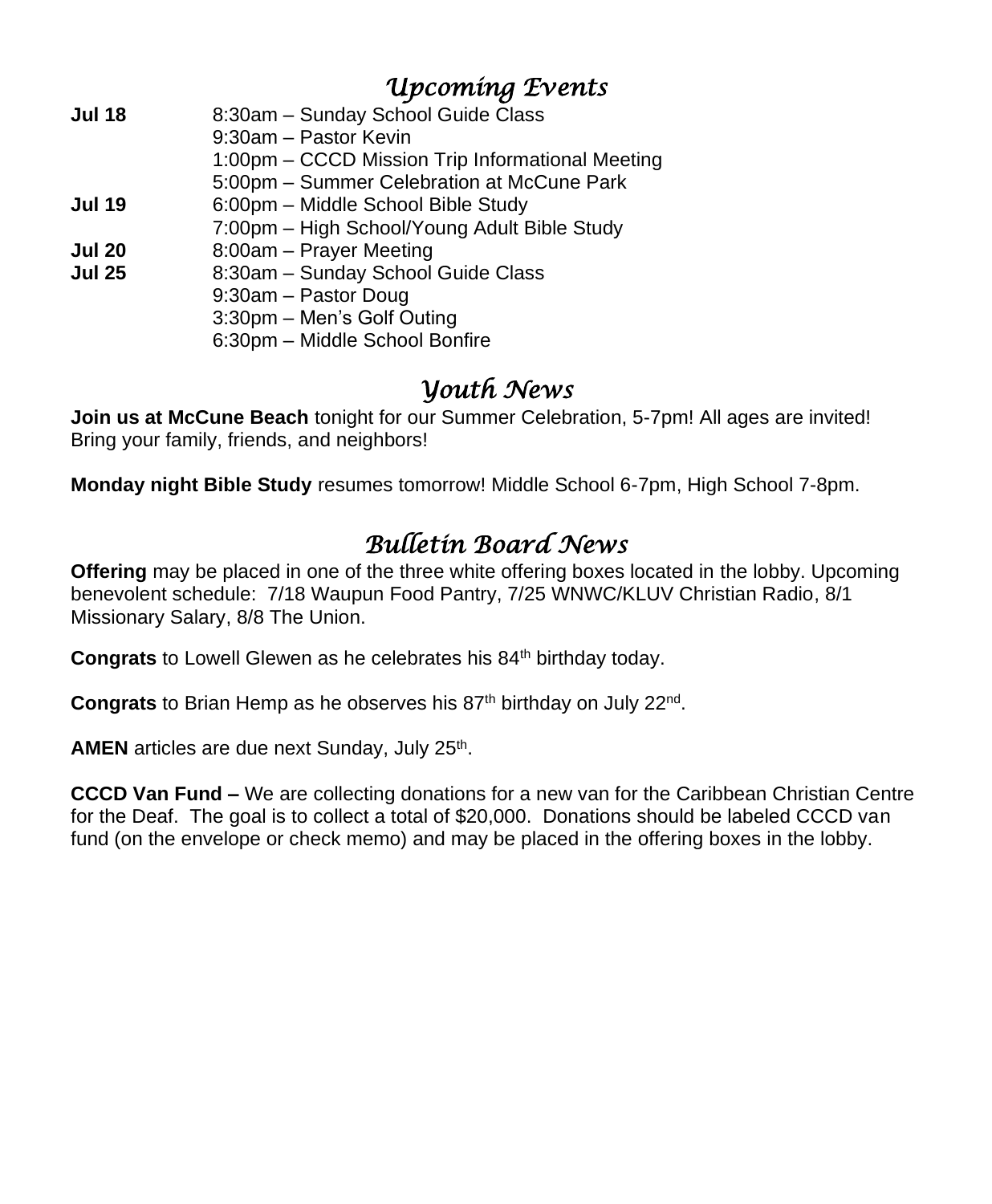## *Upcoming Events*

| | |
|---|---|
| **Jul 18** | 8:30am – Sunday School Guide Class |
| | 9:30am – Pastor Kevin |
| | 1:00pm – CCCD Mission Trip Informational Meeting |
| | 5:00pm – Summer Celebration at McCune Park |
| **Jul 19** | 6:00pm – Middle School Bible Study |
| | 7:00pm – High School/Young Adult Bible Study |
| **Jul 20** | 8:00am – Prayer Meeting |
| **Jul 25** | 8:30am – Sunday School Guide Class |
| | 9:30am – Pastor Doug |
| | 3:30pm – Men's Golf Outing |
| | 6:30pm – Middle School Bonfire |

## *Youth News*

**Join us at McCune Beach** tonight for our Summer Celebration, 5-7pm! All ages are invited! Bring your family, friends, and neighbors!

**Monday night Bible Study** resumes tomorrow! Middle School 6-7pm, High School 7-8pm.

## *Bulletin Board News*

**Offering** may be placed in one of the three white offering boxes located in the lobby. Upcoming benevolent schedule: 7/18 Waupun Food Pantry, 7/25 WNWC/KLUV Christian Radio, 8/1 Missionary Salary, 8/8 The Union.

**Congrats** to Lowell Glewen as he celebrates his 84th birthday today.

**Congrats** to Brian Hemp as he observes his 87th birthday on July 22nd.

**AMEN** articles are due next Sunday, July 25th.

**CCCD Van Fund –** We are collecting donations for a new van for the Caribbean Christian Centre for the Deaf. The goal is to collect a total of $20,000. Donations should be labeled CCCD van fund (on the envelope or check memo) and may be placed in the offering boxes in the lobby.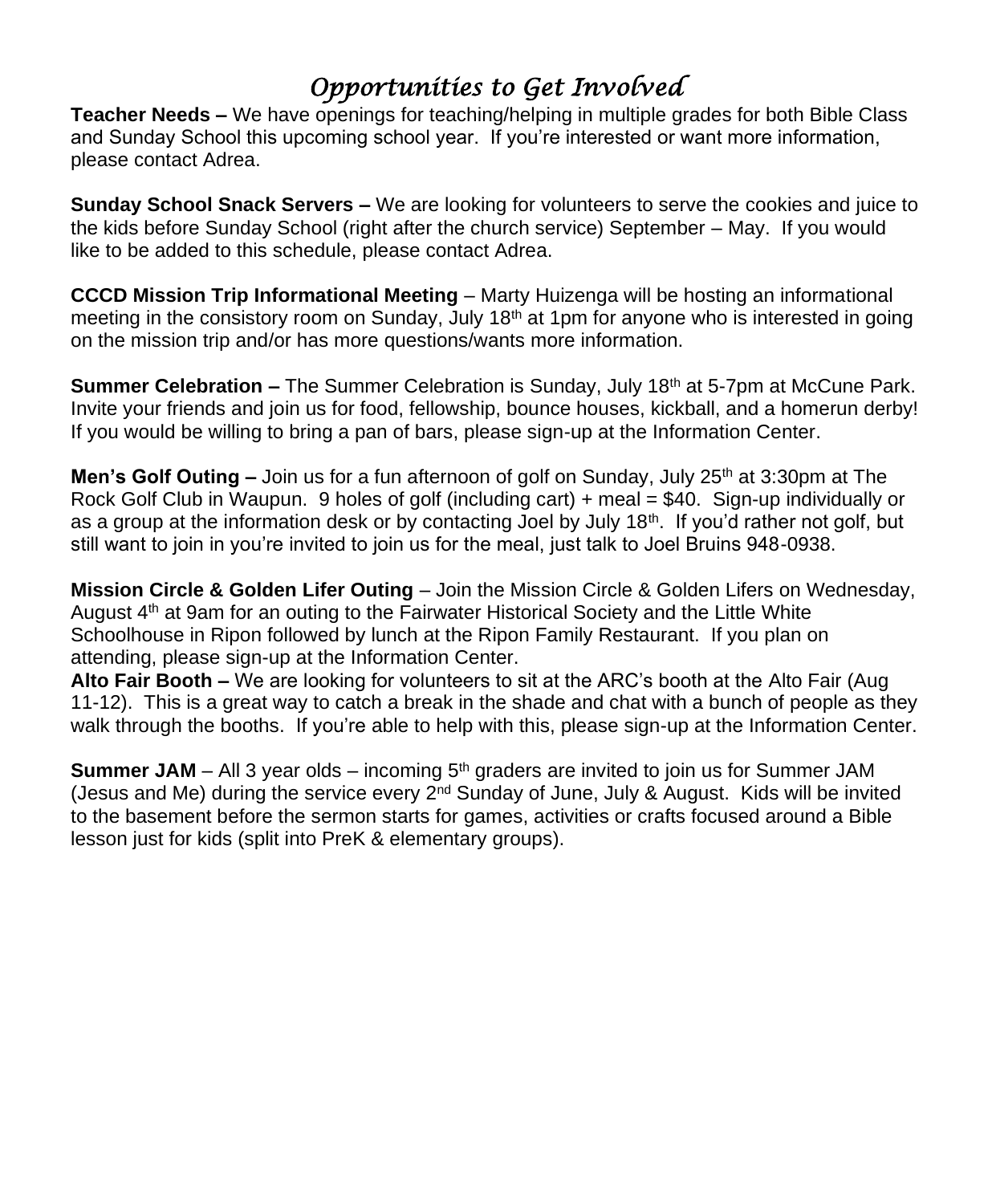# *Opportunities to Get Involved*

**Teacher Needs –** We have openings for teaching/helping in multiple grades for both Bible Class and Sunday School this upcoming school year. If you're interested or want more information, please contact Adrea.

**Sunday School Snack Servers –** We are looking for volunteers to serve the cookies and juice to the kids before Sunday School (right after the church service) September – May. If you would like to be added to this schedule, please contact Adrea.

**CCCD Mission Trip Informational Meeting** – Marty Huizenga will be hosting an informational meeting in the consistory room on Sunday, July 18th at 1pm for anyone who is interested in going on the mission trip and/or has more questions/wants more information.

**Summer Celebration –** The Summer Celebration is Sunday, July 18th at 5-7pm at McCune Park. Invite your friends and join us for food, fellowship, bounce houses, kickball, and a homerun derby! If you would be willing to bring a pan of bars, please sign-up at the Information Center.

**Men's Golf Outing –** Join us for a fun afternoon of golf on Sunday, July 25th at 3:30pm at The Rock Golf Club in Waupun. 9 holes of golf (including cart) + meal = $40. Sign-up individually or as a group at the information desk or by contacting Joel by July 18th. If you'd rather not golf, but still want to join in you're invited to join us for the meal, just talk to Joel Bruins 948-0938.

**Mission Circle & Golden Lifer Outing** – Join the Mission Circle & Golden Lifers on Wednesday, August 4th at 9am for an outing to the Fairwater Historical Society and the Little White Schoolhouse in Ripon followed by lunch at the Ripon Family Restaurant. If you plan on attending, please sign-up at the Information Center.

**Alto Fair Booth –** We are looking for volunteers to sit at the ARC's booth at the Alto Fair (Aug 11-12). This is a great way to catch a break in the shade and chat with a bunch of people as they walk through the booths. If you're able to help with this, please sign-up at the Information Center.

**Summer JAM** – All 3 year olds – incoming 5th graders are invited to join us for Summer JAM (Jesus and Me) during the service every 2nd Sunday of June, July & August. Kids will be invited to the basement before the sermon starts for games, activities or crafts focused around a Bible lesson just for kids (split into PreK & elementary groups).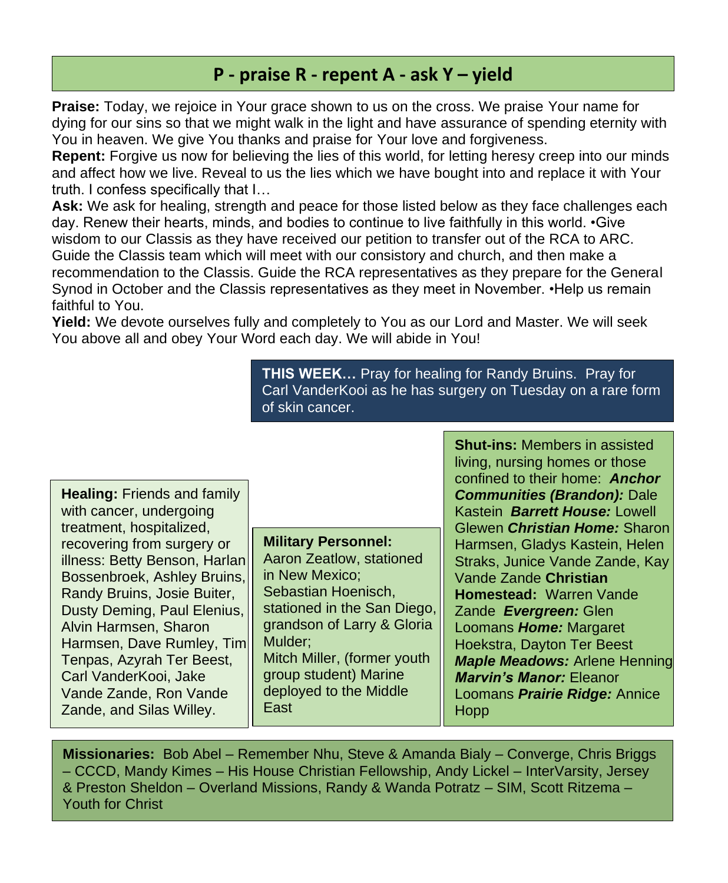## P - praise R - repent A - ask Y – yield

**Praise:** Today, we rejoice in Your grace shown to us on the cross. We praise Your name for dying for our sins so that we might walk in the light and have assurance of spending eternity with You in heaven. We give You thanks and praise for Your love and forgiveness.

**Repent:** Forgive us now for believing the lies of this world, for letting heresy creep into our minds and affect how we live. Reveal to us the lies which we have bought into and replace it with Your truth. I confess specifically that I…

**Ask:** We ask for healing, strength and peace for those listed below as they face challenges each day. Renew their hearts, minds, and bodies to continue to live faithfully in this world. •Give wisdom to our Classis as they have received our petition to transfer out of the RCA to ARC. Guide the Classis team which will meet with our consistory and church, and then make a recommendation to the Classis. Guide the RCA representatives as they prepare for the General Synod in October and the Classis representatives as they meet in November. •Help us remain faithful to You.

**Yield:** We devote ourselves fully and completely to You as our Lord and Master. We will seek You above all and obey Your Word each day. We will abide in You!

**THIS WEEK…** Pray for healing for Randy Bruins. Pray for Carl VanderKooi as he has surgery on Tuesday on a rare form of skin cancer.

**Healing:** Friends and family with cancer, undergoing treatment, hospitalized, recovering from surgery or illness: Betty Benson, Harlan Bossenbroek, Ashley Bruins, Randy Bruins, Josie Buiter, Dusty Deming, Paul Elenius, Alvin Harmsen, Sharon Harmsen, Dave Rumley, Tim Tenpas, Azyrah Ter Beest, Carl VanderKooi, Jake Vande Zande, Ron Vande Zande, and Silas Willey.

**Military Personnel:**
Aaron Zeatlow, stationed in New Mexico;
Sebastian Hoenisch, stationed in the San Diego, grandson of Larry & Gloria Mulder;
Mitch Miller, (former youth group student) Marine deployed to the Middle East

**Shut-ins:** Members in assisted living, nursing homes or those confined to their home: ***Anchor Communities (Brandon):*** Dale Kastein ***Barrett House:*** Lowell Glewen ***Christian Home:*** Sharon Harmsen, Gladys Kastein, Helen Straks, Junice Vande Zande, Kay Vande Zande **Christian Homestead:** Warren Vande Zande ***Evergreen:*** Glen Loomans ***Home:*** Margaret Hoekstra, Dayton Ter Beest ***Maple Meadows:*** Arlene Henning ***Marvin's Manor:*** Eleanor Loomans ***Prairie Ridge:*** Annice Hopp

**Missionaries:** Bob Abel – Remember Nhu, Steve & Amanda Bialy – Converge, Chris Briggs – CCCD, Mandy Kimes – His House Christian Fellowship, Andy Lickel – InterVarsity, Jersey & Preston Sheldon – Overland Missions, Randy & Wanda Potratz – SIM, Scott Ritzema – Youth for Christ